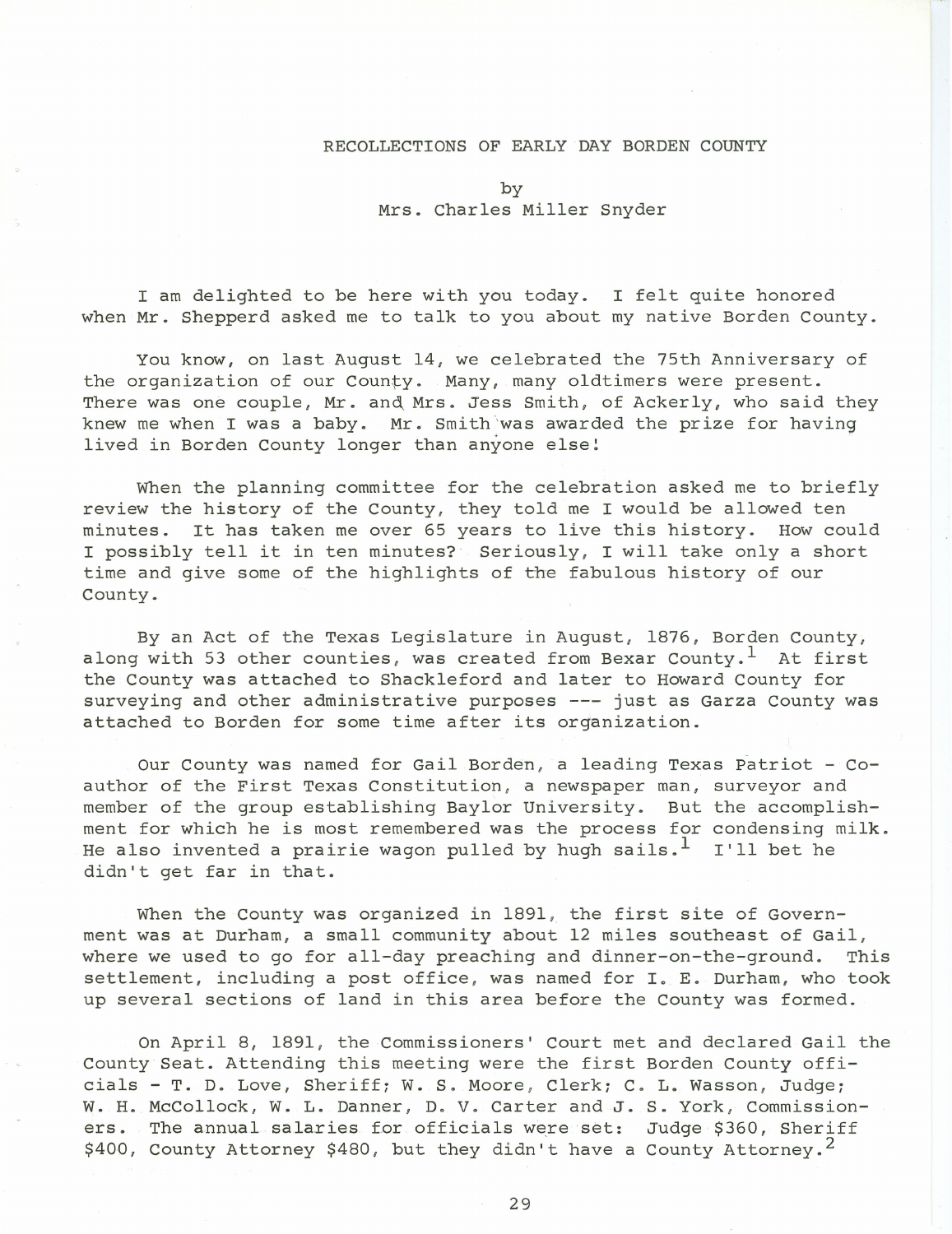# RECOLLECTIONS OF EARLY DAY BORDEN COUNTY

by

Mrs. Charles Miller Snyder

I am delighted to be here with you today. I felt quite honored when Mr. Shepperd asked me to talk to you about my native Borden County.

You know, on last August 14, we celebrated the 75th Anniversary of the organization of our County. Many, many oldtimers were present. There was one couple, Mr. and Mrs. Jess Smith, of Ackerly, who said they knew me when I was a baby. Mr. Smith was awarded the prize for having lived in Borden County longer than anyone else!

When the planning committee for the celebration asked me to briefly review the history of the County, they told me I would be allowed ten minutes. It has taken me over 65 years to live this history. How could I possibly tell it in ten minutes? Seriously, I will take only a short time and give some of the highlights of the fabulous history of our County.

By an Act of the Texas Legislature in August, 1876, Borden County, along with 53 other counties, was created from Bexar County.[1] At first the County was attached to Shackleford and later to Howard County for surveying and other administrative purposes --- just as Garza County was attached to Borden for some time after its organization.

Our County was named for Gail Borden, a leading Texas Patriot - Co-author of the First Texas Constitution, a newspaper man, surveyor and member of the group establishing Baylor University. But the accomplishment for which he is most remembered was the process for condensing milk. He also invented a prairie wagon pulled by hugh sails.[1] I'll bet he didn't get far in that.

When the County was organized in 1891, the first site of Government was at Durham, a small community about 12 miles southeast of Gail, where we used to go for all-day preaching and dinner-on-the-ground. This settlement, including a post office, was named for I. E. Durham, who took up several sections of land in this area before the County was formed.

On April 8, 1891, the Commissioners' Court met and declared Gail the County Seat. Attending this meeting were the first Borden County officials - T. D. Love, Sheriff; W. S. Moore, Clerk; C. L. Wasson, Judge; W. H. McCollock, W. L. Danner, D. V. Carter and J. S. York, Commissioners. The annual salaries for officials were set: Judge $360, Sheriff $400, County Attorney $480, but they didn't have a County Attorney.[2]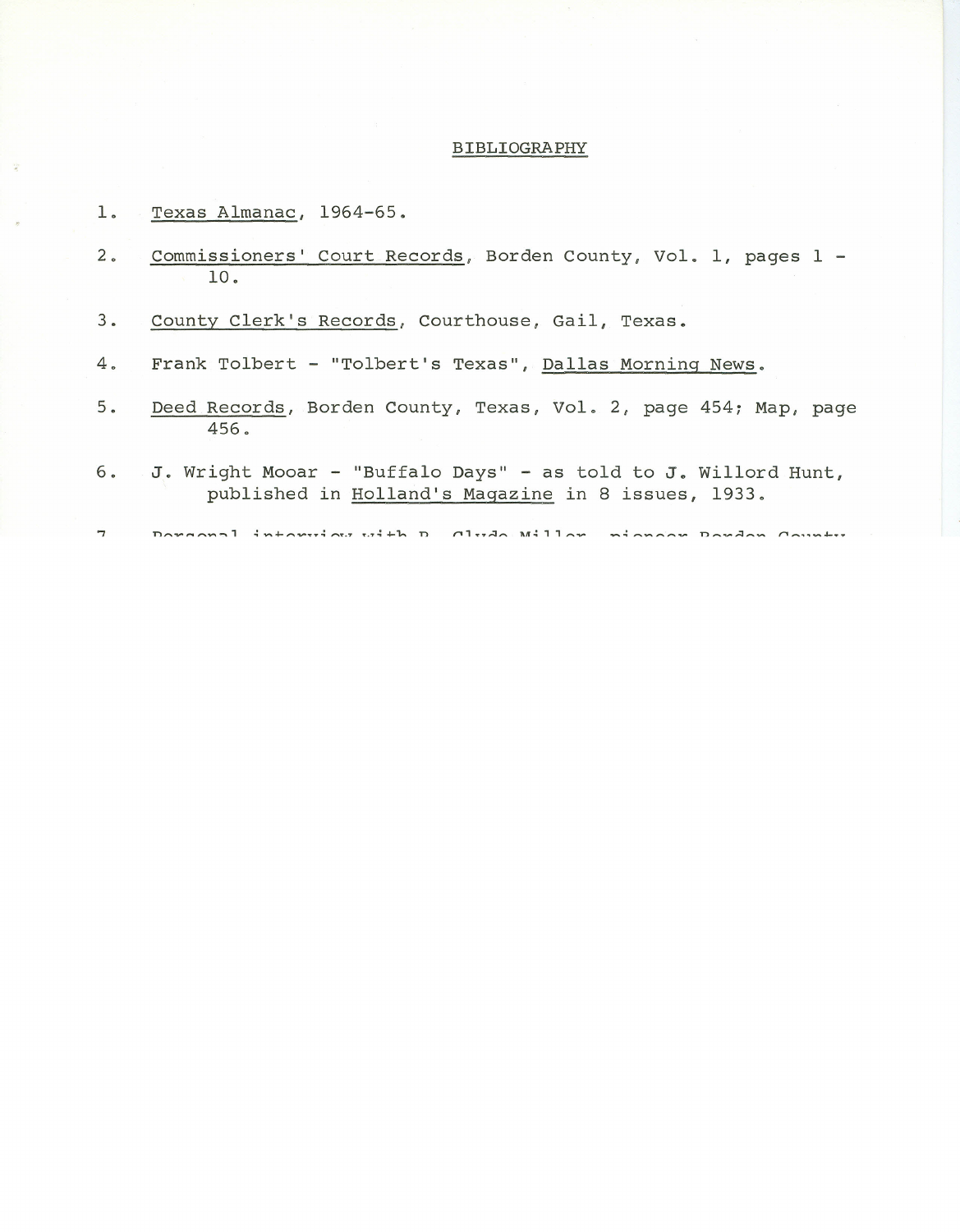## BIBLIOGRAPHY

1. Texas Almanac, 1964-65.

2. Commissioners' Court Records, Borden County, Vol. 1, pages 1 - 10.

3. County Clerk's Records, Courthouse, Gail, Texas.

4. Frank Tolbert - "Tolbert's Texas", Dallas Morning News.

5. Deed Records, Borden County, Texas, Vol. 2, page 454; Map, page 456.

6. J. Wright Mooar - "Buffalo Days" - as told to J. Willord Hunt, published in Holland's Magazine in 8 issues, 1933.

7. Personal interview with R. Clyde Miller, pioneer Borden County